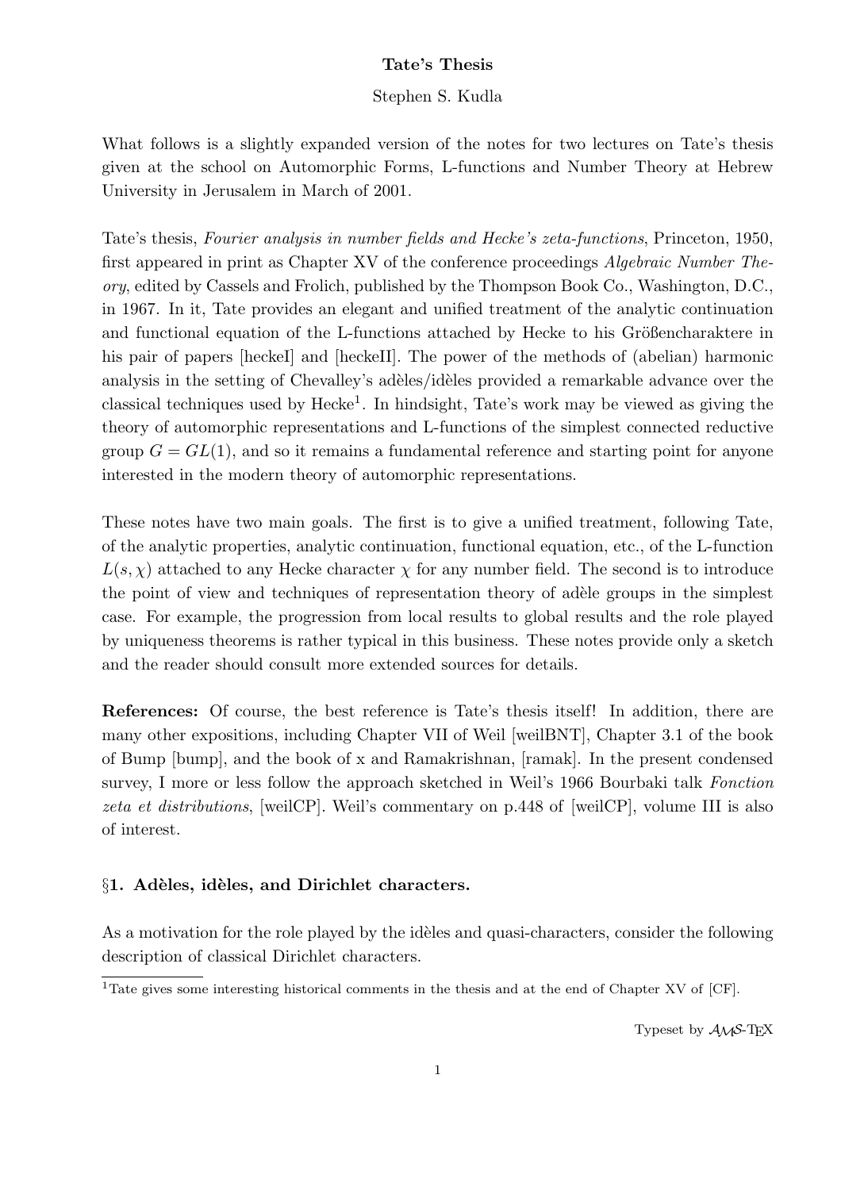**Tate's Thesis**

Stephen S. Kudla

What follows is a slightly expanded version of the notes for two lectures on Tate's thesis given at the school on Automorphic Forms, L-functions and Number Theory at Hebrew University in Jerusalem in March of 2001.

Tate's thesis, *Fourier analysis in number fields and Hecke's zeta-functions*, Princeton, 1950, first appeared in print as Chapter XV of the conference proceedings *Algebraic Number Theory*, edited by Cassels and Frolich, published by the Thompson Book Co., Washington, D.C., in 1967. In it, Tate provides an elegant and unified treatment of the analytic continuation and functional equation of the L-functions attached by Hecke to his Größencharaktere in his pair of papers [heckeI] and [heckeII]. The power of the methods of (abelian) harmonic analysis in the setting of Chevalley's adèles/idèles provided a remarkable advance over the classical techniques used by Hecke[1]. In hindsight, Tate's work may be viewed as giving the theory of automorphic representations and L-functions of the simplest connected reductive group $G = GL(1)$, and so it remains a fundamental reference and starting point for anyone interested in the modern theory of automorphic representations.

These notes have two main goals. The first is to give a unified treatment, following Tate, of the analytic properties, analytic continuation, functional equation, etc., of the L-function $L(s, \chi)$ attached to any Hecke character $\chi$ for any number field. The second is to introduce the point of view and techniques of representation theory of adèle groups in the simplest case. For example, the progression from local results to global results and the role played by uniqueness theorems is rather typical in this business. These notes provide only a sketch and the reader should consult more extended sources for details.

**References:** Of course, the best reference is Tate's thesis itself! In addition, there are many other expositions, including Chapter VII of Weil [weilBNT], Chapter 3.1 of the book of Bump [bump], and the book of x and Ramakrishnan, [ramak]. In the present condensed survey, I more or less follow the approach sketched in Weil's 1966 Bourbaki talk *Fonction zeta et distributions*, [weilCP]. Weil's commentary on p.448 of [weilCP], volume III is also of interest.

## §1. Adèles, idèles, and Dirichlet characters.

As a motivation for the role played by the idèles and quasi-characters, consider the following description of classical Dirichlet characters.

[1] Tate gives some interesting historical comments in the thesis and at the end of Chapter XV of [CF].

Typeset by $\mathcal{A}\mathcal{M}\mathcal{S}$-TEX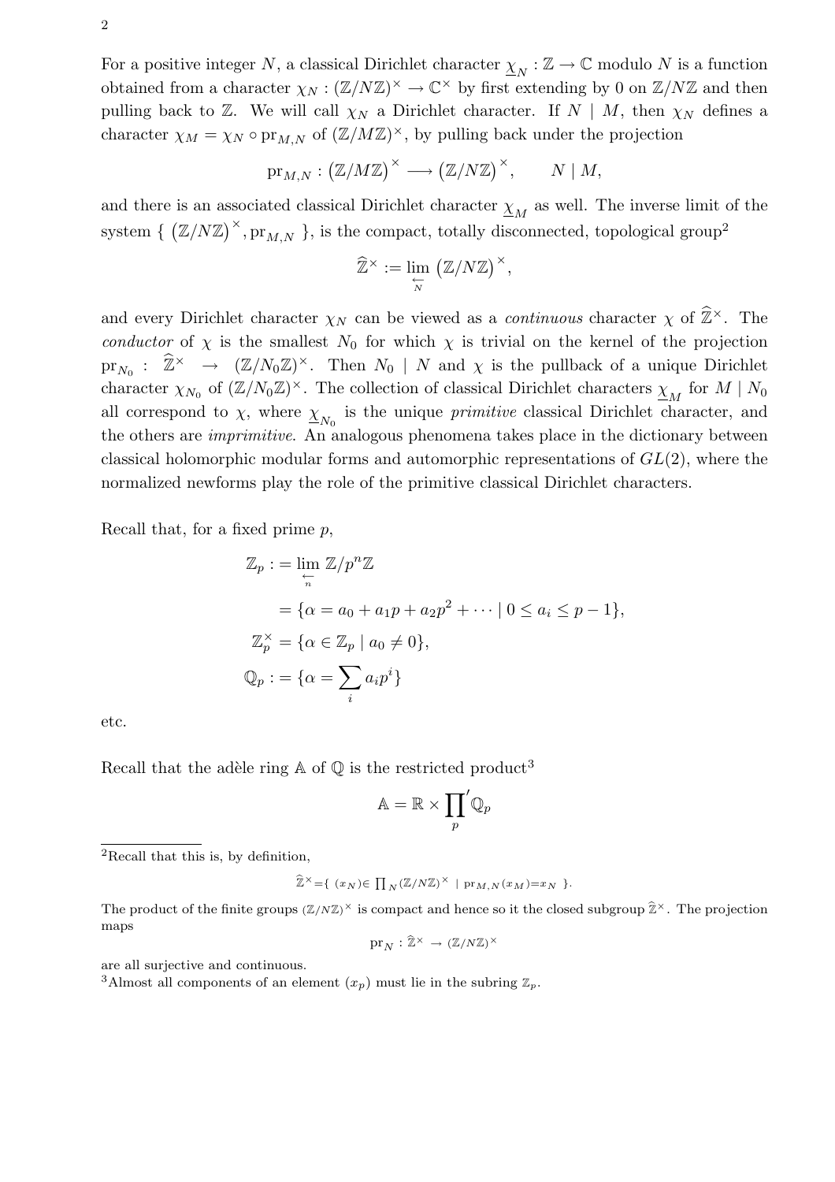For a positive integer $N$, a classical Dirichlet character $\underline{\chi}_N : \mathbb{Z} \to \mathbb{C}$ modulo $N$ is a function obtained from a character $\chi_N : (\mathbb{Z}/N\mathbb{Z})^\times \to \mathbb{C}^\times$ by first extending by 0 on $\mathbb{Z}/N\mathbb{Z}$ and then pulling back to $\mathbb{Z}$. We will call $\chi_N$ a Dirichlet character. If $N \mid M$, then $\chi_N$ defines a character $\chi_M = \chi_N \circ \mathrm{pr}_{M,N}$ of $(\mathbb{Z}/M\mathbb{Z})^\times$, by pulling back under the projection

$$\mathrm{pr}_{M,N} : \left(\mathbb{Z}/M\mathbb{Z}\right)^\times \longrightarrow \left(\mathbb{Z}/N\mathbb{Z}\right)^\times, \qquad N \mid M,$$

and there is an associated classical Dirichlet character $\underline{\chi}_M$ as well. The inverse limit of the system $\{ \left(\mathbb{Z}/N\mathbb{Z}\right)^\times, \mathrm{pr}_{M,N} \}$, is the compact, totally disconnected, topological group[2]

$$\widehat{\mathbb{Z}}^\times := \lim_{\substack{\leftarrow \\ N}} \left(\mathbb{Z}/N\mathbb{Z}\right)^\times,$$

and every Dirichlet character $\chi_N$ can be viewed as a *continuous* character $\chi$ of $\widehat{\mathbb{Z}}^\times$. The *conductor* of $\chi$ is the smallest $N_0$ for which $\chi$ is trivial on the kernel of the projection $\mathrm{pr}_{N_0} : \widehat{\mathbb{Z}}^\times \to (\mathbb{Z}/N_0\mathbb{Z})^\times$. Then $N_0 \mid N$ and $\chi$ is the pullback of a unique Dirichlet character $\chi_{N_0}$ of $(\mathbb{Z}/N_0\mathbb{Z})^\times$. The collection of classical Dirichlet characters $\underline{\chi}_M$ for $M \mid N_0$ all correspond to $\chi$, where $\underline{\chi}_{N_0}$ is the unique *primitive* classical Dirichlet character, and the others are *imprimitive*. An analogous phenomena takes place in the dictionary between classical holomorphic modular forms and automorphic representations of $GL(2)$, where the normalized newforms play the role of the primitive classical Dirichlet characters.

Recall that, for a fixed prime $p$,

$$\begin{aligned}
\mathbb{Z}_p &:= \lim_{\substack{\leftarrow \\ n}} \mathbb{Z}/p^n\mathbb{Z} \\
&= \{\alpha = a_0 + a_1 p + a_2 p^2 + \cdots \mid 0 \le a_i \le p-1\}, \\
\mathbb{Z}_p^\times &= \{\alpha \in \mathbb{Z}_p \mid a_0 \neq 0\}, \\
\mathbb{Q}_p &:= \{\alpha = \sum_i a_i p^i\}
\end{aligned}$$

etc.

Recall that the adèle ring $\mathbb{A}$ of $\mathbb{Q}$ is the restricted product[3]

$$\mathbb{A} = \mathbb{R} \times {\prod_p}' \mathbb{Q}_p$$

---

[2] Recall that this is, by definition,

$$\widehat{\mathbb{Z}}^\times = \{ \ (x_N) \in \prod_N (\mathbb{Z}/N\mathbb{Z})^\times \ \mid \ \mathrm{pr}_{M,N}(x_M) = x_N \ \}.$$

The product of the finite groups $(\mathbb{Z}/N\mathbb{Z})^\times$ is compact and hence so it the closed subgroup $\widehat{\mathbb{Z}}^\times$. The projection maps

$$\mathrm{pr}_N : \widehat{\mathbb{Z}}^\times \to (\mathbb{Z}/N\mathbb{Z})^\times$$

are all surjective and continuous.

[3] Almost all components of an element $(x_p)$ must lie in the subring $\mathbb{Z}_p$.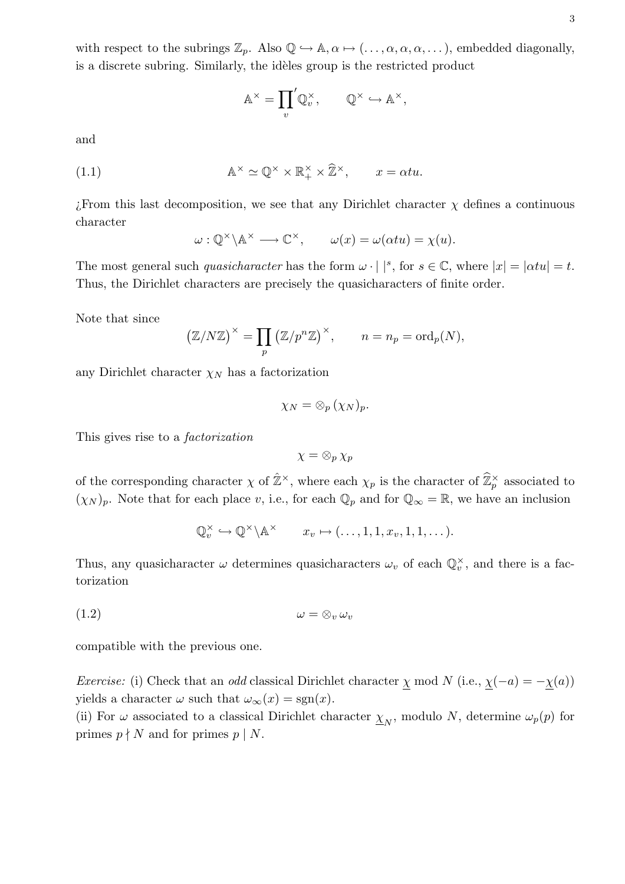with respect to the subrings $\mathbb{Z}_p$. Also $\mathbb{Q} \hookrightarrow \mathbb{A}, \alpha \mapsto (\dots, \alpha, \alpha, \alpha, \dots)$, embedded diagonally, is a discrete subring. Similarly, the idèles group is the restricted product

$$\mathbb{A}^\times = \prod_v{}' \mathbb{Q}_v^\times, \qquad \mathbb{Q}^\times \hookrightarrow \mathbb{A}^\times,$$

and

$$\mathbb{A}^\times \simeq \mathbb{Q}^\times \times \mathbb{R}_+^\times \times \widehat{\mathbb{Z}}^\times, \qquad x = \alpha t u. \tag{1.1}$$

¿From this last decomposition, we see that any Dirichlet character $\chi$ defines a continuous character

$$\omega : \mathbb{Q}^\times \backslash \mathbb{A}^\times \longrightarrow \mathbb{C}^\times, \qquad \omega(x) = \omega(\alpha t u) = \chi(u).$$

The most general such *quasicharacter* has the form $\omega \cdot |\ |^s$, for $s \in \mathbb{C}$, where $|x| = |\alpha t u| = t$. Thus, the Dirichlet characters are precisely the quasicharacters of finite order.

Note that since

$$(\mathbb{Z}/N\mathbb{Z})^\times = \prod_p (\mathbb{Z}/p^n\mathbb{Z})^\times, \qquad n = n_p = \mathrm{ord}_p(N),$$

any Dirichlet character $\chi_N$ has a factorization

$$\chi_N = \otimes_p (\chi_N)_p.$$

This gives rise to a *factorization*

$$\chi = \otimes_p \chi_p$$

of the corresponding character $\chi$ of $\hat{\mathbb{Z}}^\times$, where each $\chi_p$ is the character of $\widehat{\mathbb{Z}}_p^\times$ associated to $(\chi_N)_p$. Note that for each place $v$, i.e., for each $\mathbb{Q}_p$ and for $\mathbb{Q}_\infty = \mathbb{R}$, we have an inclusion

$$\mathbb{Q}_v^\times \hookrightarrow \mathbb{Q}^\times \backslash \mathbb{A}^\times \qquad x_v \mapsto (\dots, 1, 1, x_v, 1, 1, \dots).$$

Thus, any quasicharacter $\omega$ determines quasicharacters $\omega_v$ of each $\mathbb{Q}_v^\times$, and there is a factorization

$$\omega = \otimes_v \omega_v \tag{1.2}$$

compatible with the previous one.

*Exercise:* (i) Check that an *odd* classical Dirichlet character $\underline{\chi}$ mod $N$ (i.e., $\underline{\chi}(-a) = -\underline{\chi}(a)$) yields a character $\omega$ such that $\omega_\infty(x) = \mathrm{sgn}(x)$.
(ii) For $\omega$ associated to a classical Dirichlet character $\underline{\chi}_N$, modulo $N$, determine $\omega_p(p)$ for primes $p \nmid N$ and for primes $p \mid N$.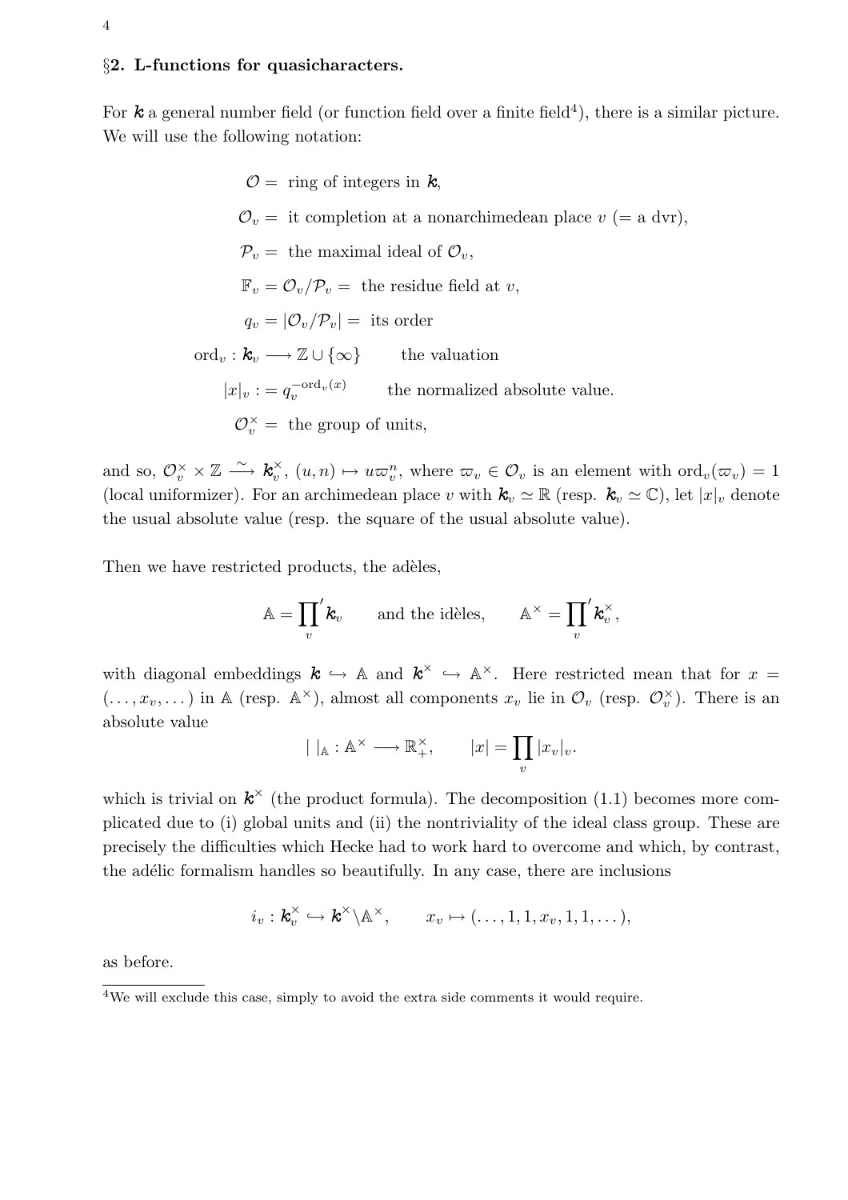## §2. L-functions for quasicharacters.

For $\boldsymbol{k}$ a general number field (or function field over a finite field[4]), there is a similar picture. We will use the following notation:

$$\mathcal{O} = \text{ ring of integers in } \boldsymbol{k},$$

$$\mathcal{O}_v = \text{ it completion at a nonarchimedean place } v \ (= \text{a dvr}),$$

$$\mathcal{P}_v = \text{ the maximal ideal of } \mathcal{O}_v,$$

$$\mathbb{F}_v = \mathcal{O}_v/\mathcal{P}_v = \text{ the residue field at } v,$$

$$q_v = |\mathcal{O}_v/\mathcal{P}_v| = \text{ its order}$$

$$\mathrm{ord}_v : \boldsymbol{k}_v \longrightarrow \mathbb{Z} \cup \{\infty\} \qquad \text{the valuation}$$

$$|x|_v := q_v^{-\mathrm{ord}_v(x)} \qquad \text{the normalized absolute value.}$$

$$\mathcal{O}_v^\times = \text{ the group of units,}$$

and so, $\mathcal{O}_v^\times \times \mathbb{Z} \xrightarrow{\sim} \boldsymbol{k}_v^\times$, $(u,n) \mapsto u\varpi_v^n$, where $\varpi_v \in \mathcal{O}_v$ is an element with $\mathrm{ord}_v(\varpi_v) = 1$ (local uniformizer). For an archimedean place $v$ with $\boldsymbol{k}_v \simeq \mathbb{R}$ (resp. $\boldsymbol{k}_v \simeq \mathbb{C}$), let $|x|_v$ denote the usual absolute value (resp. the square of the usual absolute value).

Then we have restricted products, the adèles,

$$\mathbb{A} = \prod_v{}' \boldsymbol{k}_v \qquad \text{and the idèles,} \qquad \mathbb{A}^\times = \prod_v{}' \boldsymbol{k}_v^\times,$$

with diagonal embeddings $\boldsymbol{k} \hookrightarrow \mathbb{A}$ and $\boldsymbol{k}^\times \hookrightarrow \mathbb{A}^\times$. Here restricted mean that for $x = (\dots, x_v, \dots)$ in $\mathbb{A}$ (resp. $\mathbb{A}^\times$), almost all components $x_v$ lie in $\mathcal{O}_v$ (resp. $\mathcal{O}_v^\times$). There is an absolute value

$$|\ |_{\mathbb{A}} : \mathbb{A}^\times \longrightarrow \mathbb{R}_+^\times, \qquad |x| = \prod_v |x_v|_v.$$

which is trivial on $\boldsymbol{k}^\times$ (the product formula). The decomposition (1.1) becomes more complicated due to (i) global units and (ii) the nontriviality of the ideal class group. These are precisely the difficulties which Hecke had to work hard to overcome and which, by contrast, the adélic formalism handles so beautifully. In any case, there are inclusions

$$i_v : \boldsymbol{k}_v^\times \hookrightarrow \boldsymbol{k}^\times \backslash \mathbb{A}^\times, \qquad x_v \mapsto (\dots, 1, 1, x_v, 1, 1, \dots),$$

as before.

---

[4] We will exclude this case, simply to avoid the extra side comments it would require.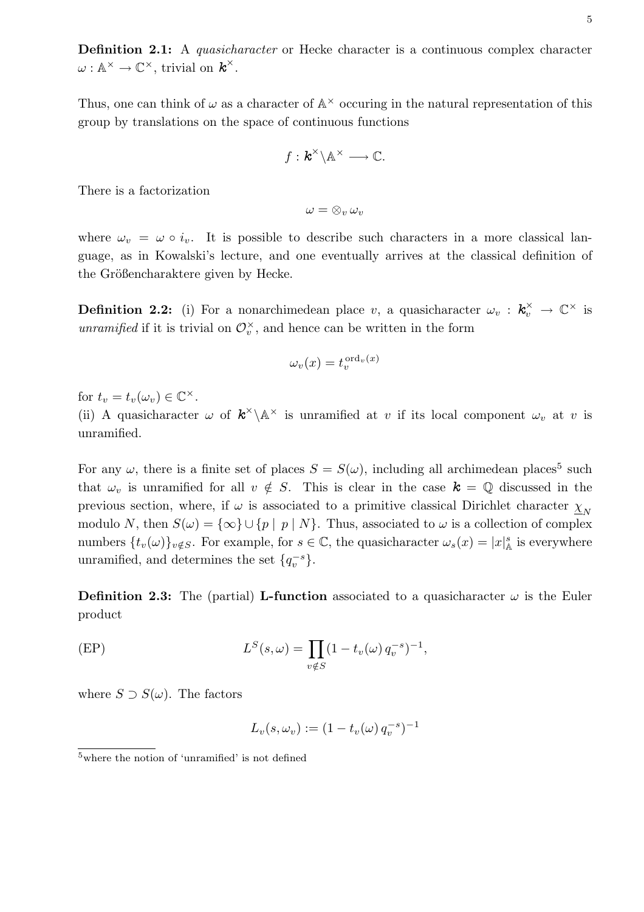**Definition 2.1:** A *quasicharacter* or Hecke character is a continuous complex character $\omega : \mathbb{A}^\times \to \mathbb{C}^\times$, trivial on $\boldsymbol{k}^\times$.

Thus, one can think of $\omega$ as a character of $\mathbb{A}^\times$ occuring in the natural representation of this group by translations on the space of continuous functions

$$f : \boldsymbol{k}^\times \backslash \mathbb{A}^\times \longrightarrow \mathbb{C}.$$

There is a factorization

$$\omega = \otimes_v \, \omega_v$$

where $\omega_v = \omega \circ i_v$. It is possible to describe such characters in a more classical language, as in Kowalski's lecture, and one eventually arrives at the classical definition of the Größencharaktere given by Hecke.

**Definition 2.2:** (i) For a nonarchimedean place $v$, a quasicharacter $\omega_v : \boldsymbol{k}_v^\times \to \mathbb{C}^\times$ is *unramified* if it is trivial on $\mathcal{O}_v^\times$, and hence can be written in the form

$$\omega_v(x) = t_v^{\mathrm{ord}_v(x)}$$

for $t_v = t_v(\omega_v) \in \mathbb{C}^\times$.
(ii) A quasicharacter $\omega$ of $\boldsymbol{k}^\times \backslash \mathbb{A}^\times$ is unramified at $v$ if its local component $\omega_v$ at $v$ is unramified.

For any $\omega$, there is a finite set of places $S = S(\omega)$, including all archimedean places[5] such that $\omega_v$ is unramified for all $v \notin S$. This is clear in the case $\boldsymbol{k} = \mathbb{Q}$ discussed in the previous section, where, if $\omega$ is associated to a primitive classical Dirichlet character $\underline{\chi}_N$ modulo $N$, then $S(\omega) = \{\infty\} \cup \{p \mid \, p \mid N\}$. Thus, associated to $\omega$ is a collection of complex numbers $\{t_v(\omega)\}_{v \notin S}$. For example, for $s \in \mathbb{C}$, the quasicharacter $\omega_s(x) = |x|_{\mathbb{A}}^s$ is everywhere unramified, and determines the set $\{q_v^{-s}\}$.

**Definition 2.3:** The (partial) **L-function** associated to a quasicharacter $\omega$ is the Euler product

$$L^S(s, \omega) = \prod_{v \notin S} (1 - t_v(\omega) \, q_v^{-s})^{-1}, \qquad \text{(EP)}$$

where $S \supset S(\omega)$. The factors

$$L_v(s, \omega_v) := (1 - t_v(\omega) \, q_v^{-s})^{-1}$$

[5] where the notion of 'unramified' is not defined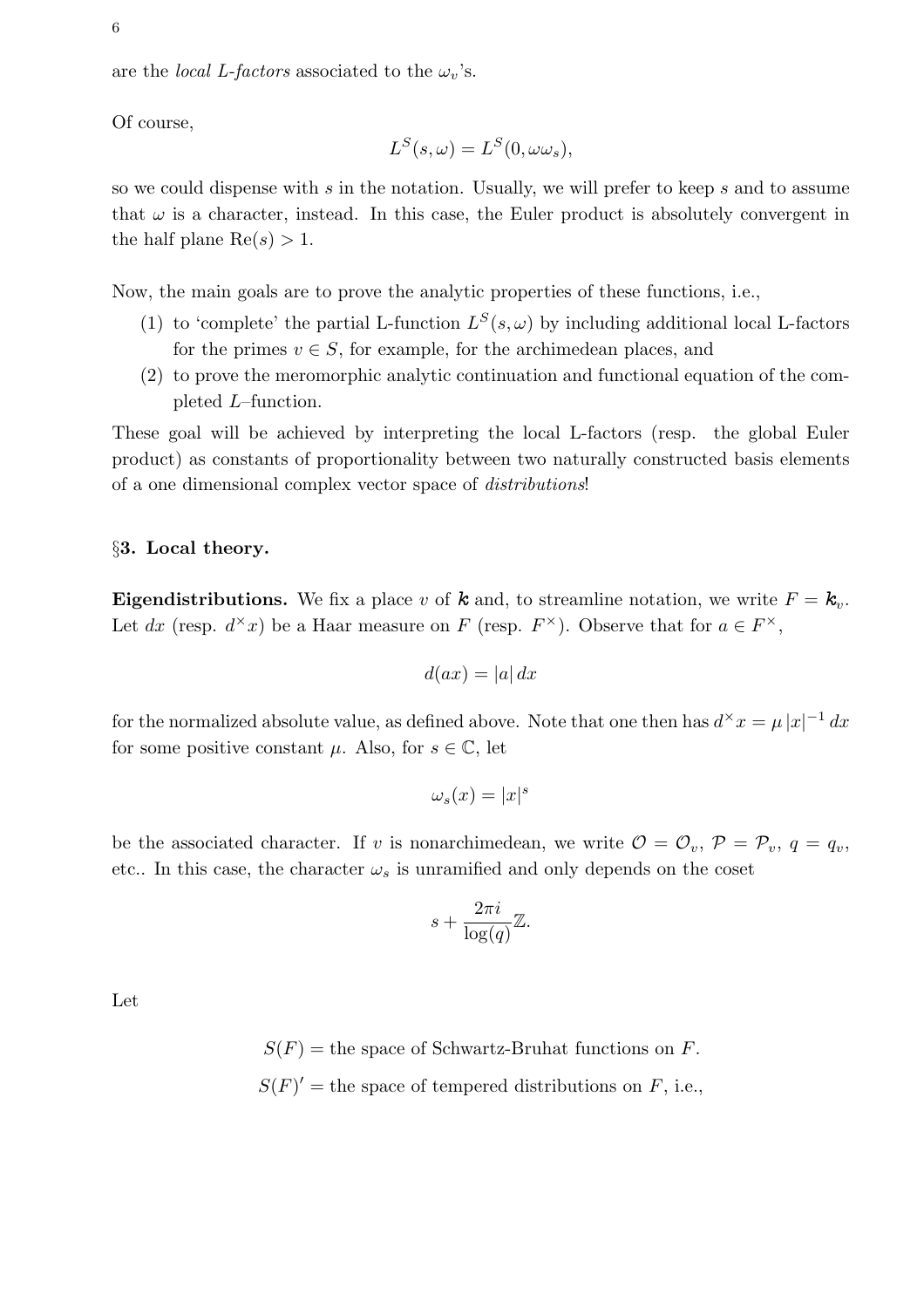are the *local L-factors* associated to the $\omega_v$'s.

Of course,

$$L^S(s,\omega) = L^S(0, \omega\omega_s),$$

so we could dispense with $s$ in the notation. Usually, we will prefer to keep $s$ and to assume that $\omega$ is a character, instead. In this case, the Euler product is absolutely convergent in the half plane $\mathrm{Re}(s) > 1$.

Now, the main goals are to prove the analytic properties of these functions, i.e.,

(1) to 'complete' the partial L-function $L^S(s,\omega)$ by including additional local L-factors for the primes $v \in S$, for example, for the archimedean places, and
(2) to prove the meromorphic analytic continuation and functional equation of the completed $L$–function.

These goal will be achieved by interpreting the local L-factors (resp. the global Euler product) as constants of proportionality between two naturally constructed basis elements of a one dimensional complex vector space of *distributions*!

### §3. Local theory.

**Eigendistributions.** We fix a place $v$ of $\boldsymbol{k}$ and, to streamline notation, we write $F = \boldsymbol{k}_v$. Let $dx$ (resp. $d^\times x$) be a Haar measure on $F$ (resp. $F^\times$). Observe that for $a \in F^\times$,

$$d(ax) = |a|\, dx$$

for the normalized absolute value, as defined above. Note that one then has $d^\times x = \mu\, |x|^{-1}\, dx$ for some positive constant $\mu$. Also, for $s \in \mathbb{C}$, let

$$\omega_s(x) = |x|^s$$

be the associated character. If $v$ is nonarchimedean, we write $\mathcal{O} = \mathcal{O}_v$, $\mathcal{P} = \mathcal{P}_v$, $q = q_v$, etc.. In this case, the character $\omega_s$ is unramified and only depends on the coset

$$s + \frac{2\pi i}{\log(q)}\mathbb{Z}.$$

Let

$$S(F) = \text{the space of Schwartz-Bruhat functions on } F.$$

$$S(F)' = \text{the space of tempered distributions on } F \text{, i.e.,}$$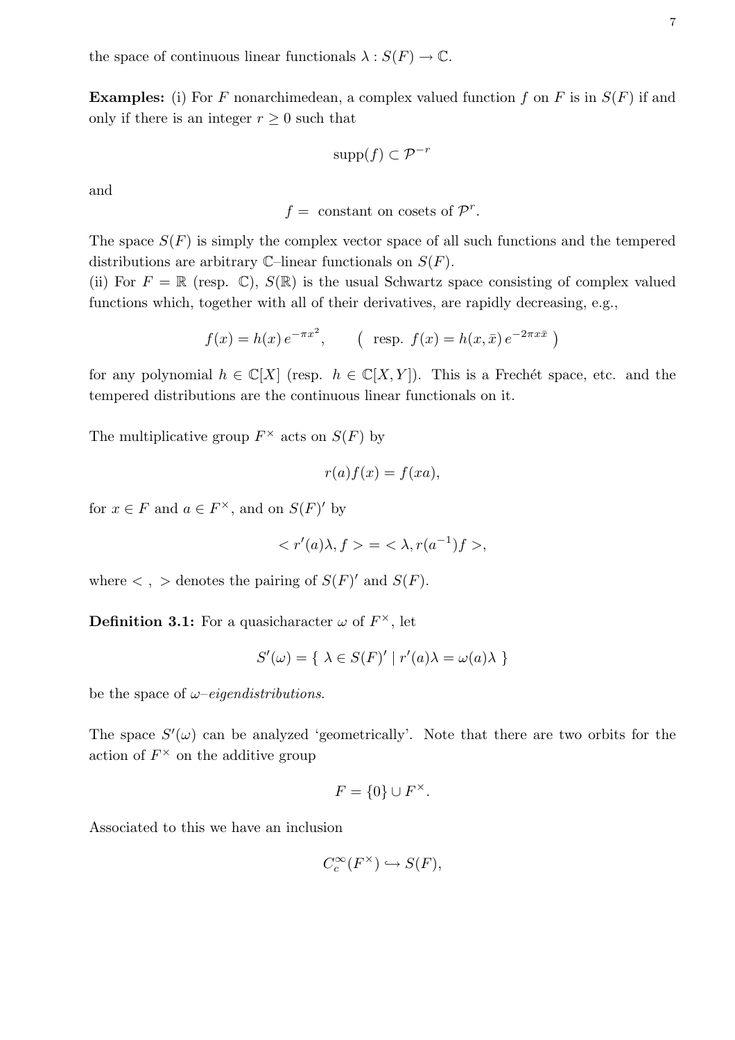the space of continuous linear functionals $\lambda : S(F) \to \mathbb{C}$.

**Examples:** (i) For $F$ nonarchimedean, a complex valued function $f$ on $F$ is in $S(F)$ if and only if there is an integer $r \geq 0$ such that

$$\mathrm{supp}(f) \subset \mathcal{P}^{-r}$$

and

$$f = \text{ constant on cosets of } \mathcal{P}^r.$$

The space $S(F)$ is simply the complex vector space of all such functions and the tempered distributions are arbitrary $\mathbb{C}$–linear functionals on $S(F)$.
(ii) For $F = \mathbb{R}$ (resp. $\mathbb{C}$), $S(\mathbb{R})$ is the usual Schwartz space consisting of complex valued functions which, together with all of their derivatives, are rapidly decreasing, e.g.,

$$f(x) = h(x)\, e^{-\pi x^2}, \qquad \big(\text{ resp. } f(x) = h(x, \bar{x})\, e^{-2\pi x \bar{x}}\ \big)$$

for any polynomial $h \in \mathbb{C}[X]$ (resp. $h \in \mathbb{C}[X, Y]$). This is a Frechét space, etc. and the tempered distributions are the continuous linear functionals on it.

The multiplicative group $F^\times$ acts on $S(F)$ by

$$r(a)f(x) = f(xa),$$

for $x \in F$ and $a \in F^\times$, and on $S(F)'$ by

$$< r'(a)\lambda, f > = < \lambda, r(a^{-1})f >,$$

where $<\ ,\ >$ denotes the pairing of $S(F)'$ and $S(F)$.

**Definition 3.1:** For a quasicharacter $\omega$ of $F^\times$, let

$$S'(\omega) = \{\ \lambda \in S(F)' \mid r'(a)\lambda = \omega(a)\lambda\ \}$$

be the space of $\omega$*–eigendistributions*.

The space $S'(\omega)$ can be analyzed 'geometrically'. Note that there are two orbits for the action of $F^\times$ on the additive group

$$F = \{0\} \cup F^\times.$$

Associated to this we have an inclusion

$$C_c^\infty(F^\times) \hookrightarrow S(F),$$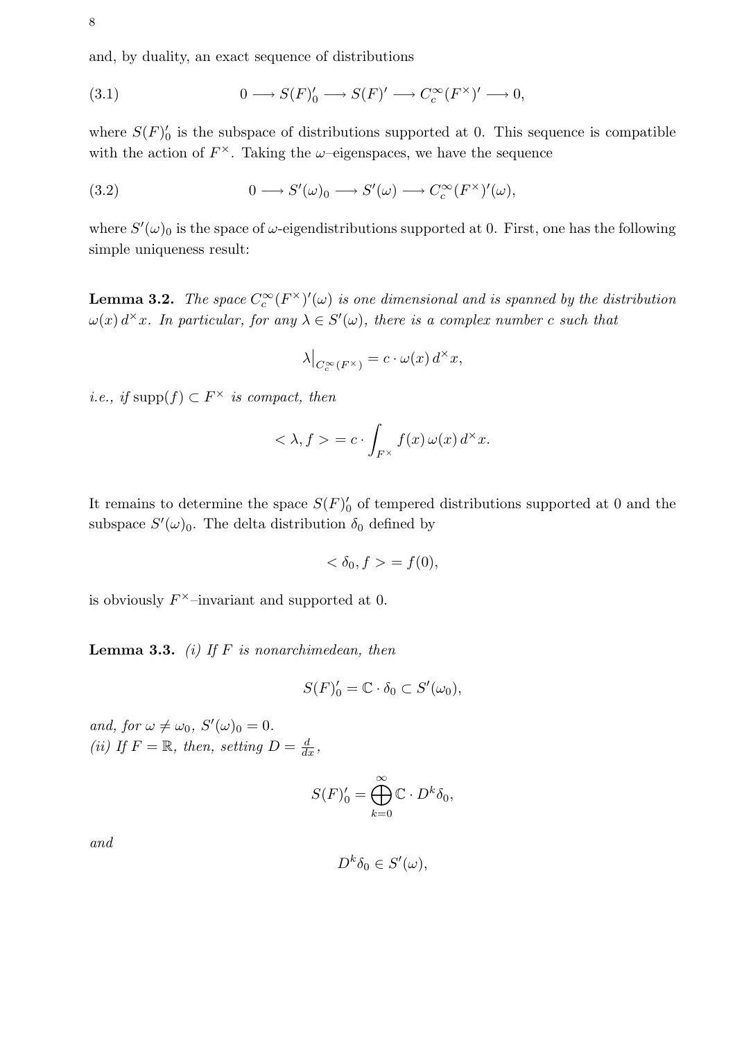and, by duality, an exact sequence of distributions

$$0 \longrightarrow S(F)'_0 \longrightarrow S(F)' \longrightarrow C_c^\infty(F^\times)' \longrightarrow 0, \tag{3.1}$$

where $S(F)'_0$ is the subspace of distributions supported at 0. This sequence is compatible with the action of $F^\times$. Taking the $\omega$–eigenspaces, we have the sequence

$$0 \longrightarrow S'(\omega)_0 \longrightarrow S'(\omega) \longrightarrow C_c^\infty(F^\times)'(\omega), \tag{3.2}$$

where $S'(\omega)_0$ is the space of $\omega$-eigendistributions supported at 0. First, one has the following simple uniqueness result:

**Lemma 3.2.** *The space $C_c^\infty(F^\times)'(\omega)$ is one dimensional and is spanned by the distribution $\omega(x)\,d^\times x$. In particular, for any $\lambda \in S'(\omega)$, there is a complex number $c$ such that*

$$\lambda\big|_{C_c^\infty(F^\times)} = c \cdot \omega(x)\,d^\times x,$$

*i.e., if $\mathrm{supp}(f) \subset F^\times$ is compact, then*

$$< \lambda, f > = c \cdot \int_{F^\times} f(x)\,\omega(x)\,d^\times x.$$

It remains to determine the space $S(F)'_0$ of tempered distributions supported at 0 and the subspace $S'(\omega)_0$. The delta distribution $\delta_0$ defined by

$$< \delta_0, f > = f(0),$$

is obviously $F^\times$–invariant and supported at 0.

**Lemma 3.3.** *(i) If $F$ is nonarchimedean, then*

$$S(F)'_0 = \mathbb{C} \cdot \delta_0 \subset S'(\omega_0),$$

*and, for $\omega \neq \omega_0$, $S'(\omega)_0 = 0$.*
*(ii) If $F = \mathbb{R}$, then, setting $D = \frac{d}{dx}$,*

$$S(F)'_0 = \bigoplus_{k=0}^{\infty} \mathbb{C} \cdot D^k \delta_0,$$

*and*

$$D^k \delta_0 \in S'(\omega),$$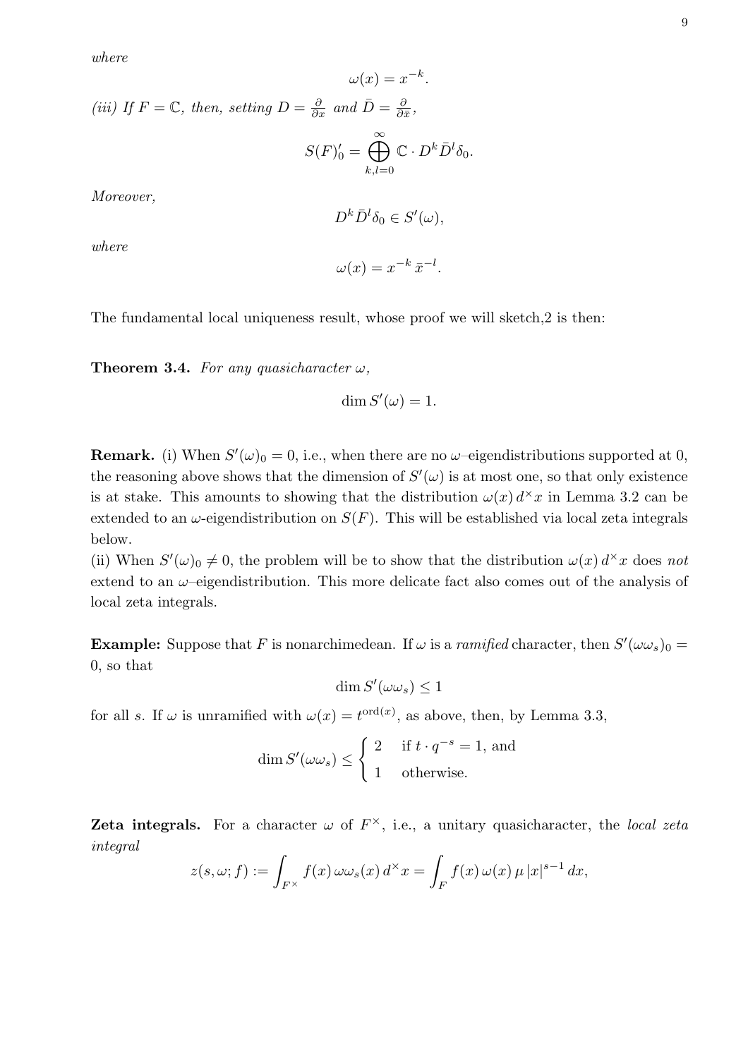*where*

$$\omega(x) = x^{-k}.$$

*(iii) If $F = \mathbb{C}$, then, setting $D = \frac{\partial}{\partial x}$ and $\bar{D} = \frac{\partial}{\partial \bar{x}}$,*

$$S(F)'_0 = \bigoplus_{k,l=0}^{\infty} \mathbb{C} \cdot D^k \bar{D}^l \delta_0.$$

*Moreover,*

$$D^k \bar{D}^l \delta_0 \in S'(\omega),$$

*where*

$$\omega(x) = x^{-k}\, \bar{x}^{-l}.$$

The fundamental local uniqueness result, whose proof we will sketch,2 is then:

**Theorem 3.4.** *For any quasicharacter $\omega$,*

$$\dim S'(\omega) = 1.$$

**Remark.** (i) When $S'(\omega)_0 = 0$, i.e., when there are no $\omega$–eigendistributions supported at 0, the reasoning above shows that the dimension of $S'(\omega)$ is at most one, so that only existence is at stake. This amounts to showing that the distribution $\omega(x)\, d^\times x$ in Lemma 3.2 can be extended to an $\omega$-eigendistribution on $S(F)$. This will be established via local zeta integrals below.

(ii) When $S'(\omega)_0 \neq 0$, the problem will be to show that the distribution $\omega(x)\, d^\times x$ does *not* extend to an $\omega$–eigendistribution. This more delicate fact also comes out of the analysis of local zeta integrals.

**Example:** Suppose that $F$ is nonarchimedean. If $\omega$ is a *ramified* character, then $S'(\omega\omega_s)_0 = 0$, so that

$$\dim S'(\omega\omega_s) \leq 1$$

for all $s$. If $\omega$ is unramified with $\omega(x) = t^{\mathrm{ord}(x)}$, as above, then, by Lemma 3.3,

$$\dim S'(\omega\omega_s) \leq \begin{cases} 2 & \text{if } t \cdot q^{-s} = 1, \text{ and} \\ 1 & \text{otherwise.} \end{cases}$$

**Zeta integrals.** For a character $\omega$ of $F^\times$, i.e., a unitary quasicharacter, the *local zeta integral*

$$z(s, \omega; f) := \int_{F^\times} f(x)\, \omega\omega_s(x)\, d^\times x = \int_F f(x)\, \omega(x)\, \mu\, |x|^{s-1}\, dx,$$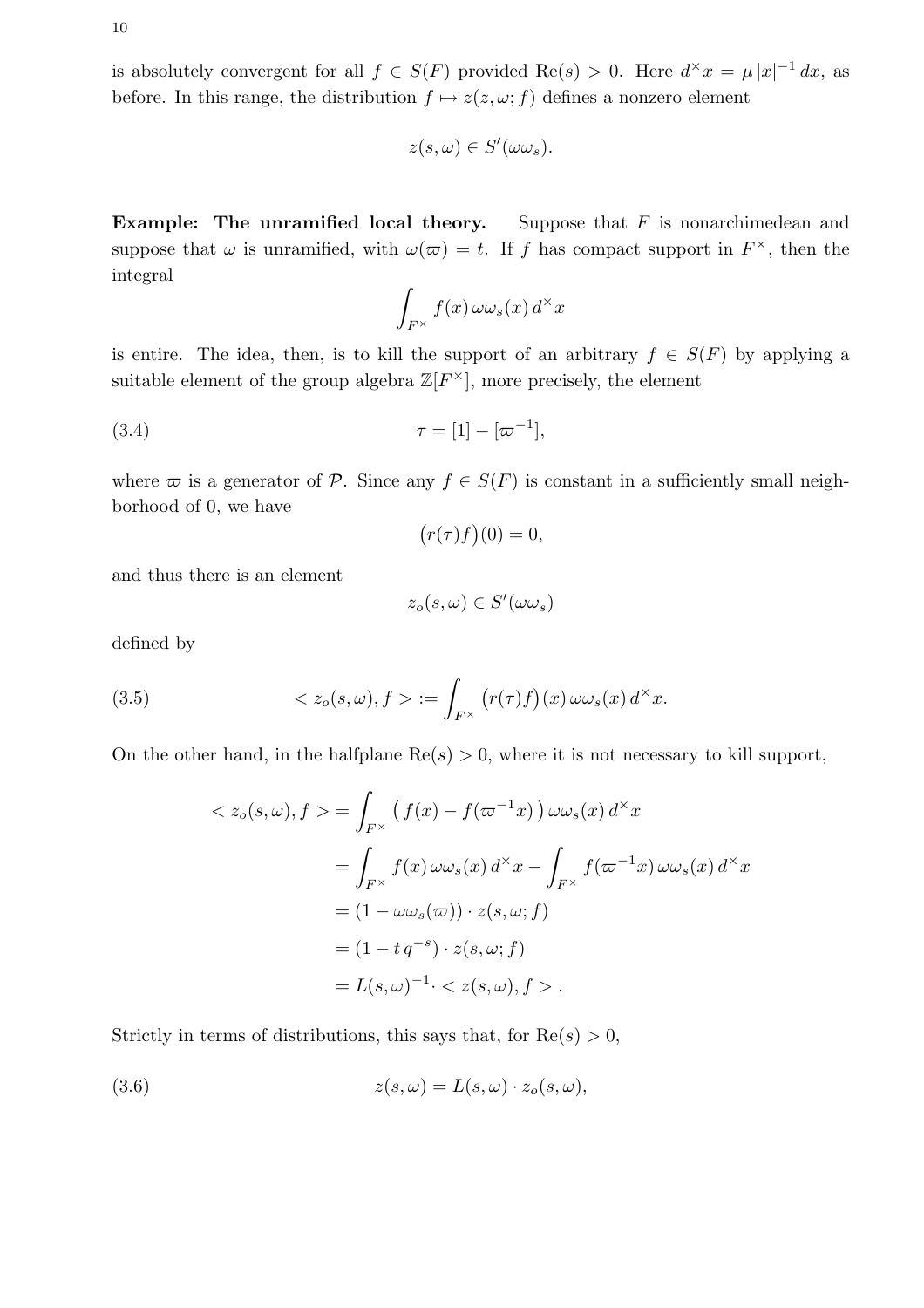is absolutely convergent for all $f \in S(F)$ provided $\mathrm{Re}(s) > 0$. Here $d^\times x = \mu\,|x|^{-1}\,dx$, as before. In this range, the distribution $f \mapsto z(z, \omega; f)$ defines a nonzero element

$$z(s, \omega) \in S'(\omega\omega_s).$$

**Example: The unramified local theory.** Suppose that $F$ is nonarchimedean and suppose that $\omega$ is unramified, with $\omega(\varpi) = t$. If $f$ has compact support in $F^\times$, then the integral

$$\int_{F^\times} f(x)\,\omega\omega_s(x)\,d^\times x$$

is entire. The idea, then, is to kill the support of an arbitrary $f \in S(F)$ by applying a suitable element of the group algebra $\mathbb{Z}[F^\times]$, more precisely, the element

$$\tau = [1] - [\varpi^{-1}], \tag{3.4}$$

where $\varpi$ is a generator of $\mathcal{P}$. Since any $f \in S(F)$ is constant in a sufficiently small neighborhood of 0, we have

$$\big(r(\tau)f\big)(0) = 0,$$

and thus there is an element

$$z_o(s, \omega) \in S'(\omega\omega_s)$$

defined by

$$< z_o(s, \omega), f > := \int_{F^\times} \big(r(\tau)f\big)(x)\,\omega\omega_s(x)\,d^\times x. \tag{3.5}$$

On the other hand, in the halfplane $\mathrm{Re}(s) > 0$, where it is not necessary to kill support,

$$\begin{aligned}
< z_o(s, \omega), f > &= \int_{F^\times} \big(\,f(x) - f(\varpi^{-1}x)\,\big)\,\omega\omega_s(x)\,d^\times x \\
&= \int_{F^\times} f(x)\,\omega\omega_s(x)\,d^\times x - \int_{F^\times} f(\varpi^{-1}x)\,\omega\omega_s(x)\,d^\times x \\
&= (1 - \omega\omega_s(\varpi)) \cdot z(s, \omega; f) \\
&= (1 - t\,q^{-s}) \cdot z(s, \omega; f) \\
&= L(s, \omega)^{-1} \cdot < z(s, \omega), f > .
\end{aligned}$$

Strictly in terms of distributions, this says that, for $\mathrm{Re}(s) > 0$,

$$z(s, \omega) = L(s, \omega) \cdot z_o(s, \omega), \tag{3.6}$$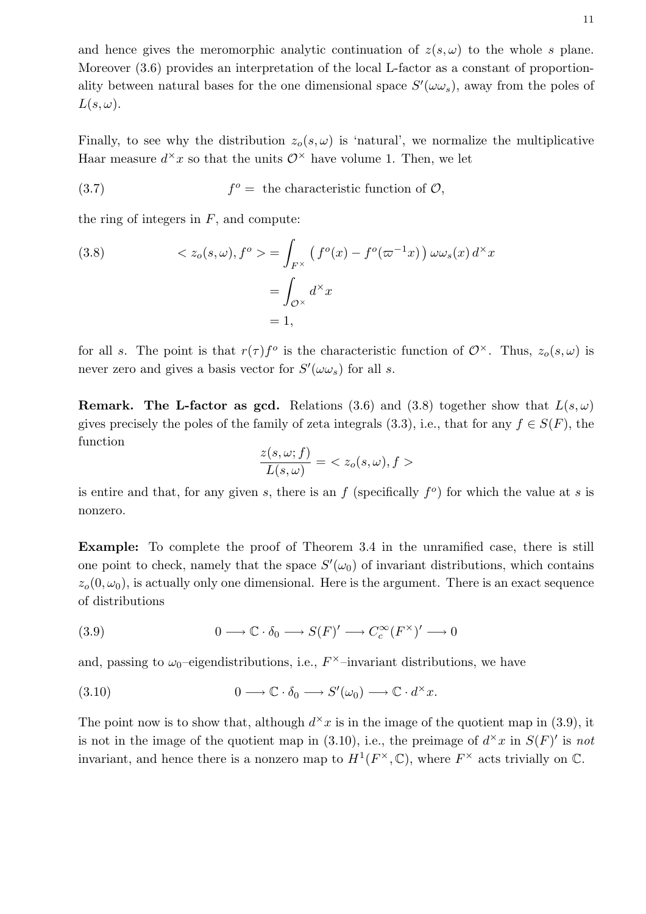and hence gives the meromorphic analytic continuation of $z(s, \omega)$ to the whole $s$ plane. Moreover (3.6) provides an interpretation of the local L-factor as a constant of proportionality between natural bases for the one dimensional space $S'(\omega\omega_s)$, away from the poles of $L(s, \omega)$.

Finally, to see why the distribution $z_o(s, \omega)$ is 'natural', we normalize the multiplicative Haar measure $d^\times x$ so that the units $\mathcal{O}^\times$ have volume 1. Then, we let

$$f^o = \text{ the characteristic function of } \mathcal{O}, \tag{3.7}$$

the ring of integers in $F$, and compute:

$$\begin{aligned} < z_o(s, \omega), f^o > &= \int_{F^\times} \left( f^o(x) - f^o(\varpi^{-1}x) \right) \omega\omega_s(x) \, d^\times x \\ &= \int_{\mathcal{O}^\times} d^\times x \\ &= 1, \end{aligned} \tag{3.8}$$

for all $s$. The point is that $r(\tau)f^o$ is the characteristic function of $\mathcal{O}^\times$. Thus, $z_o(s, \omega)$ is never zero and gives a basis vector for $S'(\omega\omega_s)$ for all $s$.

**Remark. The L-factor as gcd.** Relations (3.6) and (3.8) together show that $L(s, \omega)$ gives precisely the poles of the family of zeta integrals (3.3), i.e., that for any $f \in S(F)$, the function

$$\frac{z(s, \omega; f)}{L(s, \omega)} = < z_o(s, \omega), f >$$

is entire and that, for any given $s$, there is an $f$ (specifically $f^o$) for which the value at $s$ is nonzero.

**Example:** To complete the proof of Theorem 3.4 in the unramified case, there is still one point to check, namely that the space $S'(\omega_0)$ of invariant distributions, which contains $z_o(0, \omega_0)$, is actually only one dimensional. Here is the argument. There is an exact sequence of distributions

$$0 \longrightarrow \mathbb{C} \cdot \delta_0 \longrightarrow S(F)' \longrightarrow C_c^\infty(F^\times)' \longrightarrow 0 \tag{3.9}$$

and, passing to $\omega_0$–eigendistributions, i.e., $F^\times$–invariant distributions, we have

$$0 \longrightarrow \mathbb{C} \cdot \delta_0 \longrightarrow S'(\omega_0) \longrightarrow \mathbb{C} \cdot d^\times x. \tag{3.10}$$

The point now is to show that, although $d^\times x$ is in the image of the quotient map in (3.9), it is not in the image of the quotient map in (3.10), i.e., the preimage of $d^\times x$ in $S(F)'$ is *not* invariant, and hence there is a nonzero map to $H^1(F^\times, \mathbb{C})$, where $F^\times$ acts trivially on $\mathbb{C}$.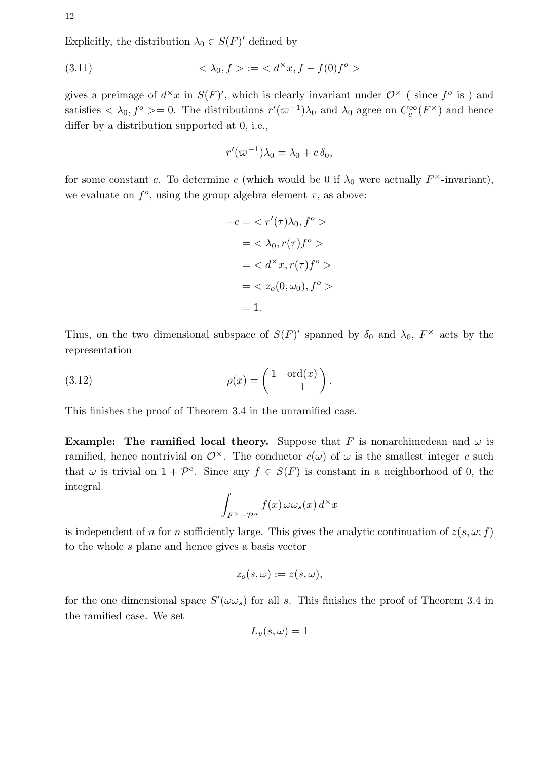Explicitly, the distribution $\lambda_0 \in S(F)'$ defined by

$$< \lambda_0, f > := < d^\times x, f - f(0) f^o > \tag{3.11}$$

gives a preimage of $d^\times x$ in $S(F)'$, which is clearly invariant under $\mathcal{O}^\times$ ( since $f^o$ is ) and satisfies $< \lambda_0, f^o >= 0$. The distributions $r'(\varpi^{-1})\lambda_0$ and $\lambda_0$ agree on $C_c^\infty(F^\times)$ and hence differ by a distribution supported at 0, i.e.,

$$r'(\varpi^{-1})\lambda_0 = \lambda_0 + c\,\delta_0,$$

for some constant $c$. To determine $c$ (which would be 0 if $\lambda_0$ were actually $F^\times$-invariant), we evaluate on $f^o$, using the group algebra element $\tau$, as above:

$$\begin{aligned}
-c &= < r'(\tau)\lambda_0, f^o > \\
&= < \lambda_0, r(\tau) f^o > \\
&= < d^\times x, r(\tau) f^o > \\
&= < z_o(0, \omega_0), f^o > \\
&= 1.
\end{aligned}$$

Thus, on the two dimensional subspace of $S(F)'$ spanned by $\delta_0$ and $\lambda_0$, $F^\times$ acts by the representation

$$\rho(x) = \begin{pmatrix} 1 & \mathrm{ord}(x) \\ & 1 \end{pmatrix}. \tag{3.12}$$

This finishes the proof of Theorem 3.4 in the unramified case.

**Example: The ramified local theory.** Suppose that $F$ is nonarchimedean and $\omega$ is ramified, hence nontrivial on $\mathcal{O}^\times$. The conductor $c(\omega)$ of $\omega$ is the smallest integer $c$ such that $\omega$ is trivial on $1 + \mathcal{P}^c$. Since any $f \in S(F)$ is constant in a neighborhood of 0, the integral

$$\int_{F^\times - \mathcal{P}^n} f(x)\, \omega\omega_s(x)\, d^\times x$$

is independent of $n$ for $n$ sufficiently large. This gives the analytic continuation of $z(s, \omega; f)$ to the whole $s$ plane and hence gives a basis vector

$$z_o(s, \omega) := z(s, \omega),$$

for the one dimensional space $S'(\omega\omega_s)$ for all $s$. This finishes the proof of Theorem 3.4 in the ramified case. We set

$$L_v(s, \omega) = 1$$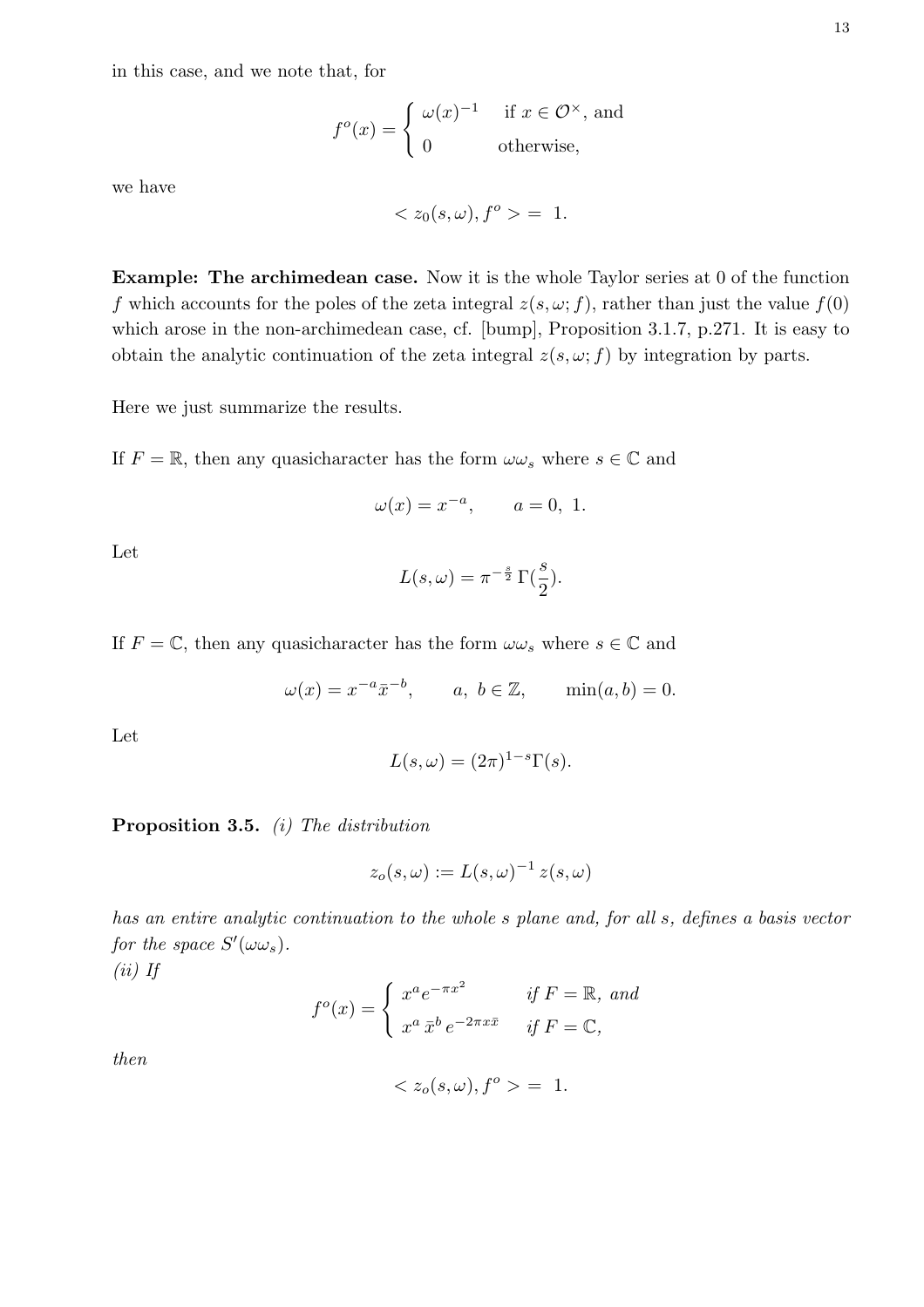in this case, and we note that, for

$$f^o(x) = \begin{cases} \omega(x)^{-1} & \text{if } x \in \mathcal{O}^\times, \text{ and} \\ 0 & \text{otherwise,} \end{cases}$$

we have

$$< z_0(s,\omega), f^o > = 1.$$

**Example: The archimedean case.** Now it is the whole Taylor series at 0 of the function $f$ which accounts for the poles of the zeta integral $z(s,\omega;f)$, rather than just the value $f(0)$ which arose in the non-archimedean case, cf. [bump], Proposition 3.1.7, p.271. It is easy to obtain the analytic continuation of the zeta integral $z(s,\omega;f)$ by integration by parts.

Here we just summarize the results.

If $F = \mathbb{R}$, then any quasicharacter has the form $\omega\omega_s$ where $s \in \mathbb{C}$ and

$$\omega(x) = x^{-a}, \qquad a = 0,\ 1.$$

Let

$$L(s,\omega) = \pi^{-\frac{s}{2}}\,\Gamma(\frac{s}{2}).$$

If $F = \mathbb{C}$, then any quasicharacter has the form $\omega\omega_s$ where $s \in \mathbb{C}$ and

$$\omega(x) = x^{-a}\bar{x}^{-b}, \qquad a,\ b \in \mathbb{Z}, \qquad \min(a,b) = 0.$$

Let

$$L(s,\omega) = (2\pi)^{1-s}\Gamma(s).$$

**Proposition 3.5.** *(i) The distribution*

$$z_o(s,\omega) := L(s,\omega)^{-1}\, z(s,\omega)$$

*has an entire analytic continuation to the whole s plane and, for all s, defines a basis vector for the space $S'(\omega\omega_s)$.*
*(ii) If*

$$f^o(x) = \begin{cases} x^a e^{-\pi x^2} & \text{if } F = \mathbb{R}, \text{ and} \\ x^a\, \bar{x}^b\, e^{-2\pi x\bar{x}} & \text{if } F = \mathbb{C}, \end{cases}$$

*then*

$$< z_o(s,\omega), f^o > = 1.$$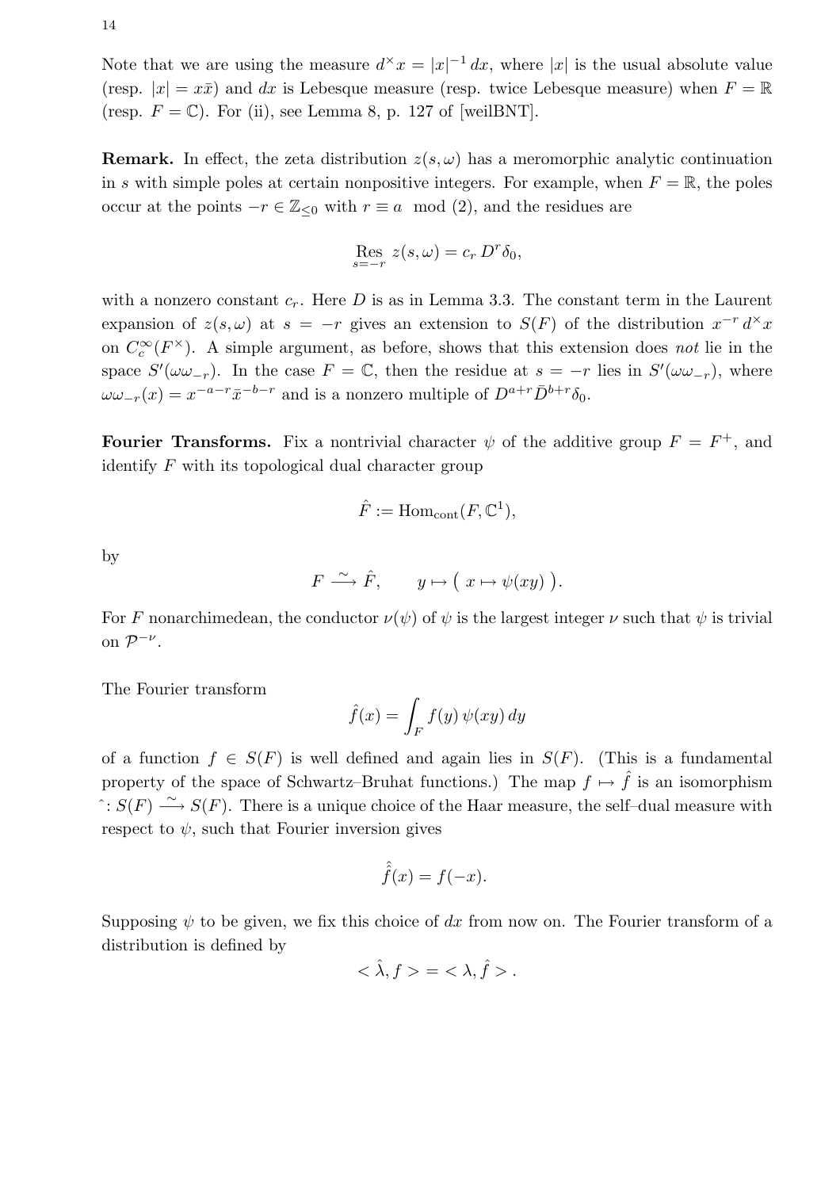Note that we are using the measure $d^\times x = |x|^{-1}\,dx$, where $|x|$ is the usual absolute value (resp. $|x| = x\bar{x}$) and $dx$ is Lebesque measure (resp. twice Lebesque measure) when $F = \mathbb{R}$ (resp. $F = \mathbb{C}$). For (ii), see Lemma 8, p. 127 of [weilBNT].

**Remark.** In effect, the zeta distribution $z(s,\omega)$ has a meromorphic analytic continuation in $s$ with simple poles at certain nonpositive integers. For example, when $F = \mathbb{R}$, the poles occur at the points $-r \in \mathbb{Z}_{\leq 0}$ with $r \equiv a \mod (2)$, and the residues are

$$\operatorname*{Res}_{s=-r}\ z(s,\omega) = c_r\, D^r \delta_0,$$

with a nonzero constant $c_r$. Here $D$ is as in Lemma 3.3. The constant term in the Laurent expansion of $z(s,\omega)$ at $s = -r$ gives an extension to $S(F)$ of the distribution $x^{-r}\, d^\times x$ on $C_c^\infty(F^\times)$. A simple argument, as before, shows that this extension does *not* lie in the space $S'(\omega\omega_{-r})$. In the case $F = \mathbb{C}$, then the residue at $s = -r$ lies in $S'(\omega\omega_{-r})$, where $\omega\omega_{-r}(x) = x^{-a-r}\bar{x}^{-b-r}$ and is a nonzero multiple of $D^{a+r}\bar{D}^{b+r}\delta_0$.

**Fourier Transforms.** Fix a nontrivial character $\psi$ of the additive group $F = F^+$, and identify $F$ with its topological dual character group

$$\hat{F} := \mathrm{Hom}_{\mathrm{cont}}(F, \mathbb{C}^1),$$

by

$$F \xrightarrow{\ \sim\ } \hat{F}, \qquad y \mapsto \big(\ x \mapsto \psi(xy)\ \big).$$

For $F$ nonarchimedean, the conductor $\nu(\psi)$ of $\psi$ is the largest integer $\nu$ such that $\psi$ is trivial on $\mathcal{P}^{-\nu}$.

The Fourier transform

$$\hat{f}(x) = \int_F f(y)\,\psi(xy)\,dy$$

of a function $f \in S(F)$ is well defined and again lies in $S(F)$. (This is a fundamental property of the space of Schwartz–Bruhat functions.) The map $f \mapsto \hat{f}$ is an isomorphism $\hat{}: S(F) \xrightarrow{\ \sim\ } S(F)$. There is a unique choice of the Haar measure, the self–dual measure with respect to $\psi$, such that Fourier inversion gives

$$\hat{\hat{f}}(x) = f(-x).$$

Supposing $\psi$ to be given, we fix this choice of $dx$ from now on. The Fourier transform of a distribution is defined by

$$< \hat{\lambda}, f > \,=\, < \lambda, \hat{f} > .$$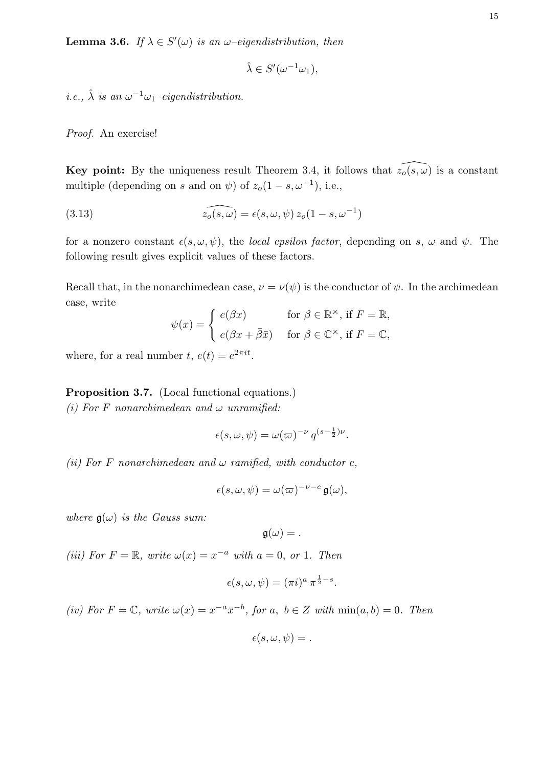**Lemma 3.6.** *If $\lambda \in S'(\omega)$ is an $\omega$–eigendistribution, then*

$$\hat{\lambda} \in S'(\omega^{-1}\omega_1),$$

*i.e., $\hat{\lambda}$ is an $\omega^{-1}\omega_1$–eigendistribution.*

*Proof.* An exercise!

**Key point:** By the uniqueness result Theorem 3.4, it follows that $\widehat{z_o(s,\omega)}$ is a constant multiple (depending on $s$ and on $\psi$) of $z_o(1-s,\omega^{-1})$, i.e.,

$$\widehat{z_o(s,\omega)} = \epsilon(s,\omega,\psi)\, z_o(1-s,\omega^{-1}) \tag{3.13}$$

for a nonzero constant $\epsilon(s,\omega,\psi)$, the *local epsilon factor*, depending on $s$, $\omega$ and $\psi$. The following result gives explicit values of these factors.

Recall that, in the nonarchimedean case, $\nu = \nu(\psi)$ is the conductor of $\psi$. In the archimedean case, write

$$\psi(x) = \begin{cases} e(\beta x) & \text{for } \beta \in \mathbb{R}^\times, \text{ if } F = \mathbb{R}, \\ e(\beta x + \bar{\beta}\bar{x}) & \text{for } \beta \in \mathbb{C}^\times, \text{ if } F = \mathbb{C}, \end{cases}$$

where, for a real number $t$, $e(t) = e^{2\pi i t}$.

**Proposition 3.7.** (Local functional equations.)
*(i) For $F$ nonarchimedean and $\omega$ unramified:*

$$\epsilon(s,\omega,\psi) = \omega(\varpi)^{-\nu}\, q^{(s-\frac{1}{2})\nu}.$$

*(ii) For $F$ nonarchimedean and $\omega$ ramified, with conductor $c$,*

$$\epsilon(s,\omega,\psi) = \omega(\varpi)^{-\nu-c}\, \mathfrak{g}(\omega),$$

*where $\mathfrak{g}(\omega)$ is the Gauss sum:*

$$\mathfrak{g}(\omega) = .$$

*(iii) For $F = \mathbb{R}$, write $\omega(x) = x^{-a}$ with $a = 0$, or $1$. Then*

$$\epsilon(s,\omega,\psi) = (\pi i)^a\, \pi^{\frac{1}{2}-s}.$$

*(iv) For $F = \mathbb{C}$, write $\omega(x) = x^{-a}\bar{x}^{-b}$, for $a$, $b \in Z$ with $\min(a,b) = 0$. Then*

$$\epsilon(s,\omega,\psi) = .$$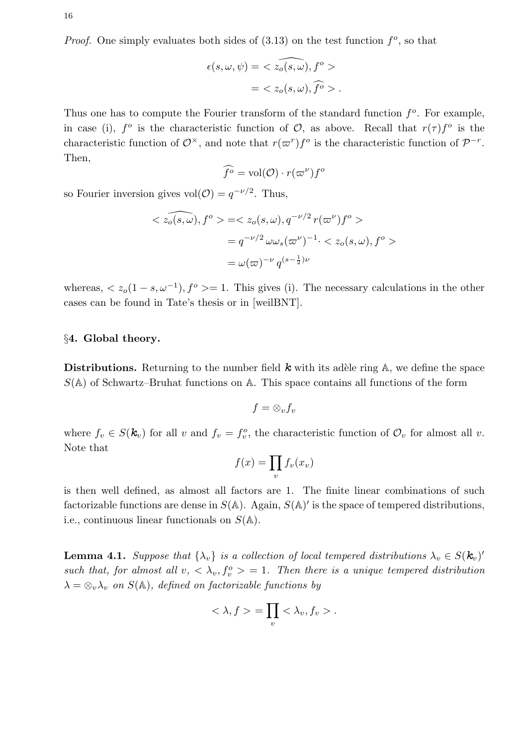*Proof.* One simply evaluates both sides of (3.13) on the test function $f^o$, so that

$$\epsilon(s,\omega,\psi) = < \widehat{z_o(s,\omega)}, f^o >$$
$$= < z_o(s,\omega), \widehat{f^o} > .$$

Thus one has to compute the Fourier transform of the standard function $f^o$. For example, in case (i), $f^o$ is the characteristic function of $\mathcal{O}$, as above. Recall that $r(\tau)f^o$ is the characteristic function of $\mathcal{O}^\times$, and note that $r(\varpi^r)f^o$ is the characteristic function of $\mathcal{P}^{-r}$. Then,

$$\widehat{f^o} = \text{vol}(\mathcal{O}) \cdot r(\varpi^\nu) f^o$$

so Fourier inversion gives $\text{vol}(\mathcal{O}) = q^{-\nu/2}$. Thus,

$$< \widehat{z_o(s,\omega)}, f^o > = < z_o(s,\omega), q^{-\nu/2}\, r(\varpi^\nu) f^o >$$
$$= q^{-\nu/2}\, \omega\omega_s(\varpi^\nu)^{-1} \cdot < z_o(s,\omega), f^o >$$
$$= \omega(\varpi)^{-\nu}\, q^{(s-\frac{1}{2})\nu}$$

whereas, $< z_o(1-s,\omega^{-1}), f^o > = 1$. This gives (i). The necessary calculations in the other cases can be found in Tate's thesis or in [weilBNT].

## §4. Global theory.

**Distributions.** Returning to the number field $\boldsymbol{k}$ with its adèle ring $\mathbb{A}$, we define the space $S(\mathbb{A})$ of Schwartz–Bruhat functions on $\mathbb{A}$. This space contains all functions of the form

$$f = \otimes_v f_v$$

where $f_v \in S(\boldsymbol{k}_v)$ for all $v$ and $f_v = f_v^o$, the characteristic function of $\mathcal{O}_v$ for almost all $v$. Note that

$$f(x) = \prod_v f_v(x_v)$$

is then well defined, as almost all factors are 1. The finite linear combinations of such factorizable functions are dense in $S(\mathbb{A})$. Again, $S(\mathbb{A})'$ is the space of tempered distributions, i.e., continuous linear functionals on $S(\mathbb{A})$.

**Lemma 4.1.** *Suppose that $\{\lambda_v\}$ is a collection of local tempered distributions $\lambda_v \in S(\boldsymbol{k}_v)'$ such that, for almost all $v$, $< \lambda_v, f_v^o > = 1$. Then there is a unique tempered distribution $\lambda = \otimes_v \lambda_v$ on $S(\mathbb{A})$, defined on factorizable functions by*

$$< \lambda, f > = \prod_v < \lambda_v, f_v > .$$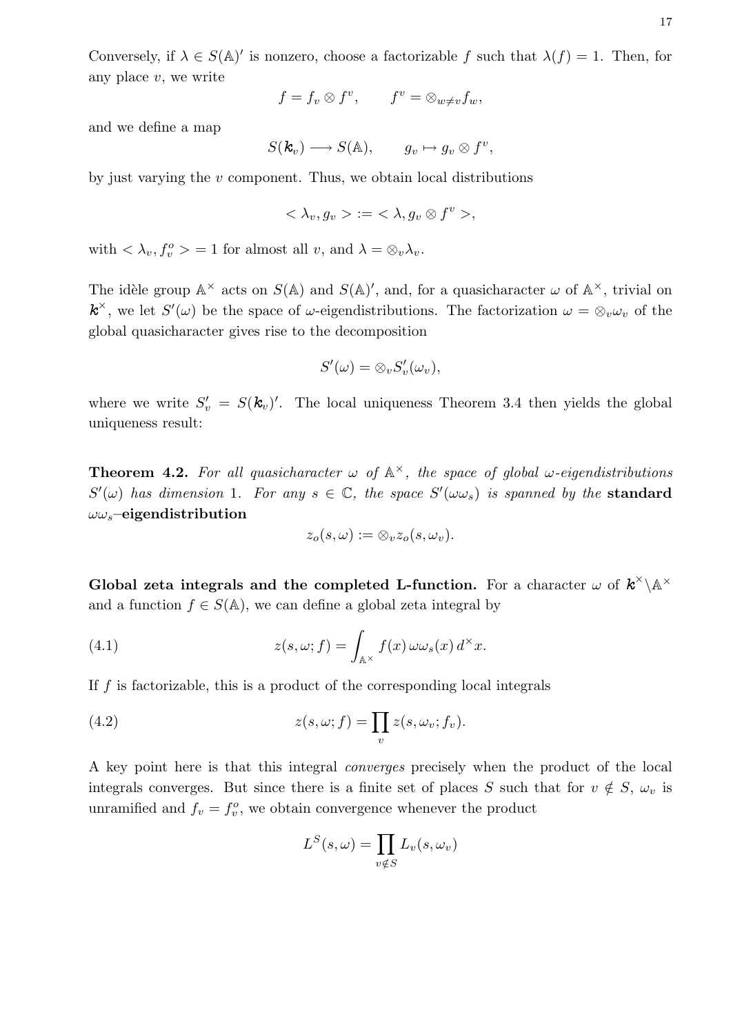Conversely, if $\lambda \in S(\mathbb{A})'$ is nonzero, choose a factorizable $f$ such that $\lambda(f) = 1$. Then, for any place $v$, we write

$$f = f_v \otimes f^v, \qquad f^v = \otimes_{w \neq v} f_w,$$

and we define a map

$$S(\boldsymbol{k}_v) \longrightarrow S(\mathbb{A}), \qquad g_v \mapsto g_v \otimes f^v,$$

by just varying the $v$ component. Thus, we obtain local distributions

$$< \lambda_v, g_v > := < \lambda, g_v \otimes f^v >,$$

with $< \lambda_v, f_v^o > = 1$ for almost all $v$, and $\lambda = \otimes_v \lambda_v$.

The idèle group $\mathbb{A}^\times$ acts on $S(\mathbb{A})$ and $S(\mathbb{A})'$, and, for a quasicharacter $\omega$ of $\mathbb{A}^\times$, trivial on $\boldsymbol{k}^\times$, we let $S'(\omega)$ be the space of $\omega$-eigendistributions. The factorization $\omega = \otimes_v \omega_v$ of the global quasicharacter gives rise to the decomposition

$$S'(\omega) = \otimes_v S'_v(\omega_v),$$

where we write $S'_v = S(\boldsymbol{k}_v)'$. The local uniqueness Theorem 3.4 then yields the global uniqueness result:

**Theorem 4.2.** *For all quasicharacter $\omega$ of $\mathbb{A}^\times$, the space of global $\omega$-eigendistributions $S'(\omega)$ has dimension* 1. *For any $s \in \mathbb{C}$, the space $S'(\omega\omega_s)$ is spanned by the* **standard $\omega\omega_s$–eigendistribution**

$$z_o(s, \omega) := \otimes_v z_o(s, \omega_v).$$

**Global zeta integrals and the completed L-function.** For a character $\omega$ of $\boldsymbol{k}^\times \backslash \mathbb{A}^\times$ and a function $f \in S(\mathbb{A})$, we can define a global zeta integral by

$$z(s, \omega; f) = \int_{\mathbb{A}^\times} f(x)\, \omega\omega_s(x)\, d^\times x. \tag{4.1}$$

If $f$ is factorizable, this is a product of the corresponding local integrals

$$z(s, \omega; f) = \prod_v z(s, \omega_v; f_v). \tag{4.2}$$

A key point here is that this integral *converges* precisely when the product of the local integrals converges. But since there is a finite set of places $S$ such that for $v \notin S$, $\omega_v$ is unramified and $f_v = f_v^o$, we obtain convergence whenever the product

$$L^S(s, \omega) = \prod_{v \notin S} L_v(s, \omega_v)$$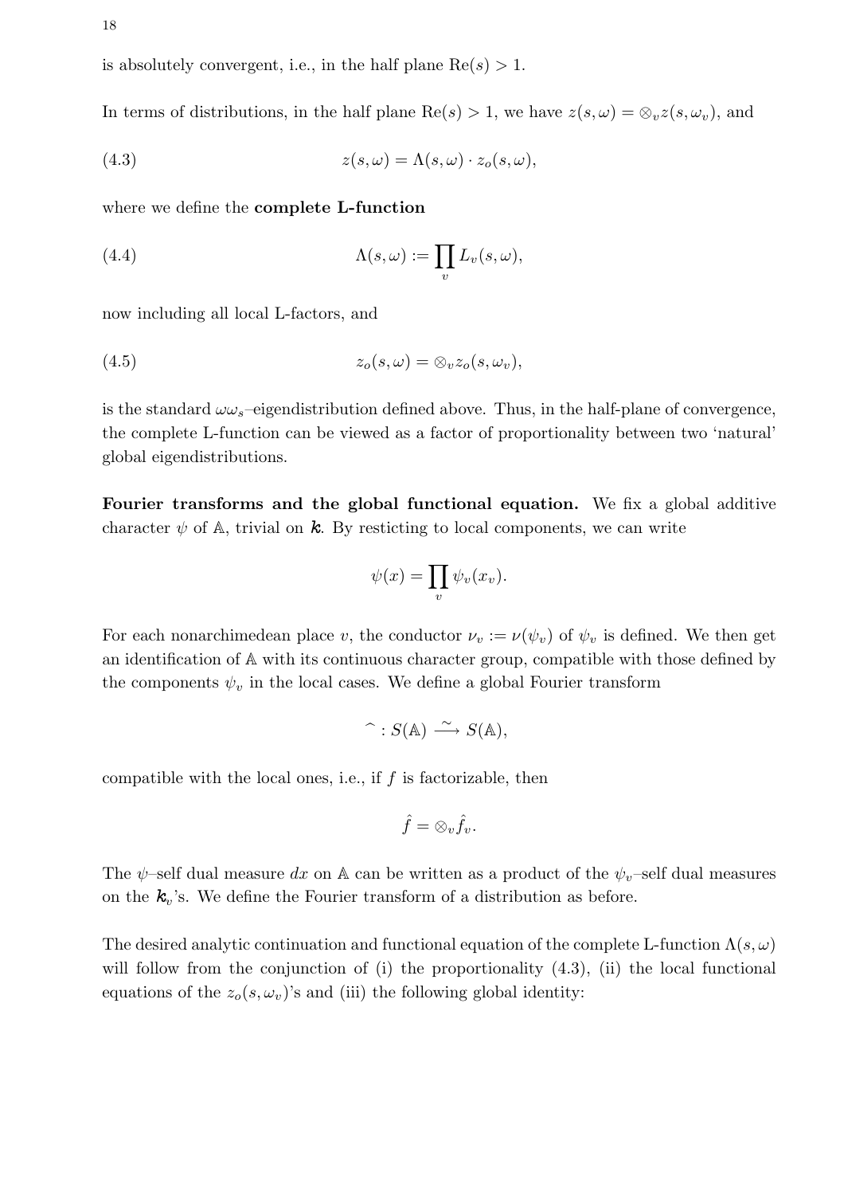is absolutely convergent, i.e., in the half plane $\mathrm{Re}(s) > 1$.

In terms of distributions, in the half plane $\mathrm{Re}(s) > 1$, we have $z(s,\omega) = \otimes_v z(s,\omega_v)$, and

$$z(s,\omega) = \Lambda(s,\omega) \cdot z_o(s,\omega), \tag{4.3}$$

where we define the **complete L-function**

$$\Lambda(s,\omega) := \prod_v L_v(s,\omega), \tag{4.4}$$

now including all local L-factors, and

$$z_o(s,\omega) = \otimes_v z_o(s,\omega_v), \tag{4.5}$$

is the standard $\omega\omega_s$–eigendistribution defined above. Thus, in the half-plane of convergence, the complete L-function can be viewed as a factor of proportionality between two 'natural' global eigendistributions.

**Fourier transforms and the global functional equation.** We fix a global additive character $\psi$ of $\mathbb{A}$, trivial on $\boldsymbol{k}$. By resticting to local components, we can write

$$\psi(x) = \prod_v \psi_v(x_v).$$

For each nonarchimedean place $v$, the conductor $\nu_v := \nu(\psi_v)$ of $\psi_v$ is defined. We then get an identification of $\mathbb{A}$ with its continuous character group, compatible with those defined by the components $\psi_v$ in the local cases. We define a global Fourier transform

$$\hat{} : S(\mathbb{A}) \xrightarrow{\sim} S(\mathbb{A}),$$

compatible with the local ones, i.e., if $f$ is factorizable, then

$$\hat{f} = \otimes_v \hat{f}_v.$$

The $\psi$–self dual measure $dx$ on $\mathbb{A}$ can be written as a product of the $\psi_v$–self dual measures on the $\boldsymbol{k}_v$'s. We define the Fourier transform of a distribution as before.

The desired analytic continuation and functional equation of the complete L-function $\Lambda(s,\omega)$ will follow from the conjunction of (i) the proportionality (4.3), (ii) the local functional equations of the $z_o(s,\omega_v)$'s and (iii) the following global identity: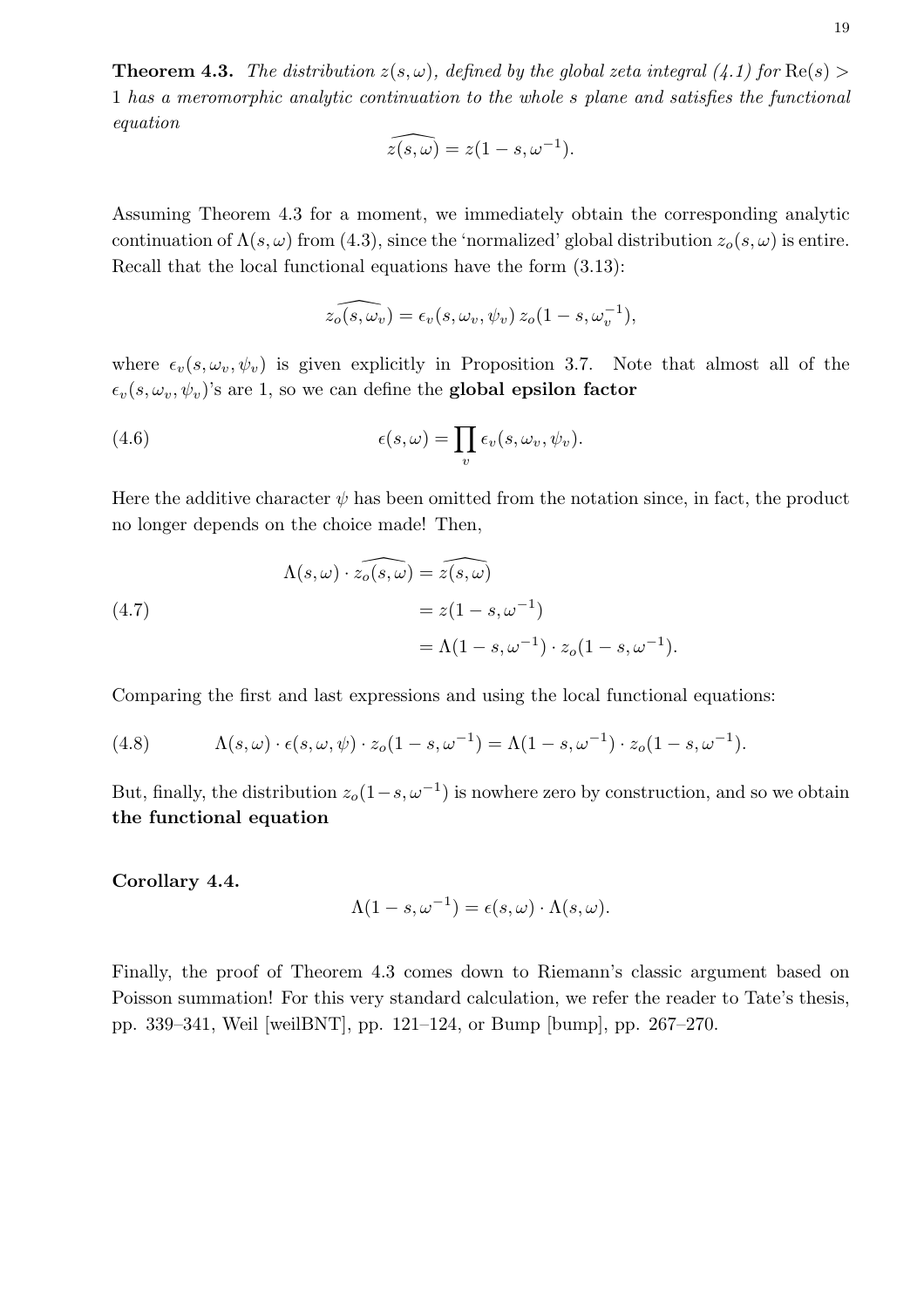**Theorem 4.3.** *The distribution $z(s,\omega)$, defined by the global zeta integral (4.1) for* $\mathrm{Re}(s) > 1$ *has a meromorphic analytic continuation to the whole $s$ plane and satisfies the functional equation*

$$\widehat{z(s,\omega)} = z(1-s,\omega^{-1}).$$

Assuming Theorem 4.3 for a moment, we immediately obtain the corresponding analytic continuation of $\Lambda(s,\omega)$ from (4.3), since the 'normalized' global distribution $z_o(s,\omega)$ is entire. Recall that the local functional equations have the form (3.13):

$$\widehat{z_o(s,\omega_v)} = \epsilon_v(s,\omega_v,\psi_v)\, z_o(1-s,\omega_v^{-1}),$$

where $\epsilon_v(s,\omega_v,\psi_v)$ is given explicitly in Proposition 3.7. Note that almost all of the $\epsilon_v(s,\omega_v,\psi_v)$'s are 1, so we can define the **global epsilon factor**

$$\epsilon(s,\omega) = \prod_v \epsilon_v(s,\omega_v,\psi_v). \tag{4.6}$$

Here the additive character $\psi$ has been omitted from the notation since, in fact, the product no longer depends on the choice made! Then,

$$\begin{aligned}
\Lambda(s,\omega)\cdot\widehat{z_o(s,\omega)} &= \widehat{z(s,\omega)}\\
&= z(1-s,\omega^{-1})\\
&= \Lambda(1-s,\omega^{-1})\cdot z_o(1-s,\omega^{-1}).
\end{aligned} \tag{4.7}$$

Comparing the first and last expressions and using the local functional equations:

$$\Lambda(s,\omega)\cdot\epsilon(s,\omega,\psi)\cdot z_o(1-s,\omega^{-1}) = \Lambda(1-s,\omega^{-1})\cdot z_o(1-s,\omega^{-1}). \tag{4.8}$$

But, finally, the distribution $z_o(1-s,\omega^{-1})$ is nowhere zero by construction, and so we obtain **the functional equation**

**Corollary 4.4.**

$$\Lambda(1-s,\omega^{-1}) = \epsilon(s,\omega)\cdot\Lambda(s,\omega).$$

Finally, the proof of Theorem 4.3 comes down to Riemann's classic argument based on Poisson summation! For this very standard calculation, we refer the reader to Tate's thesis, pp. 339–341, Weil [weilBNT], pp. 121–124, or Bump [bump], pp. 267–270.